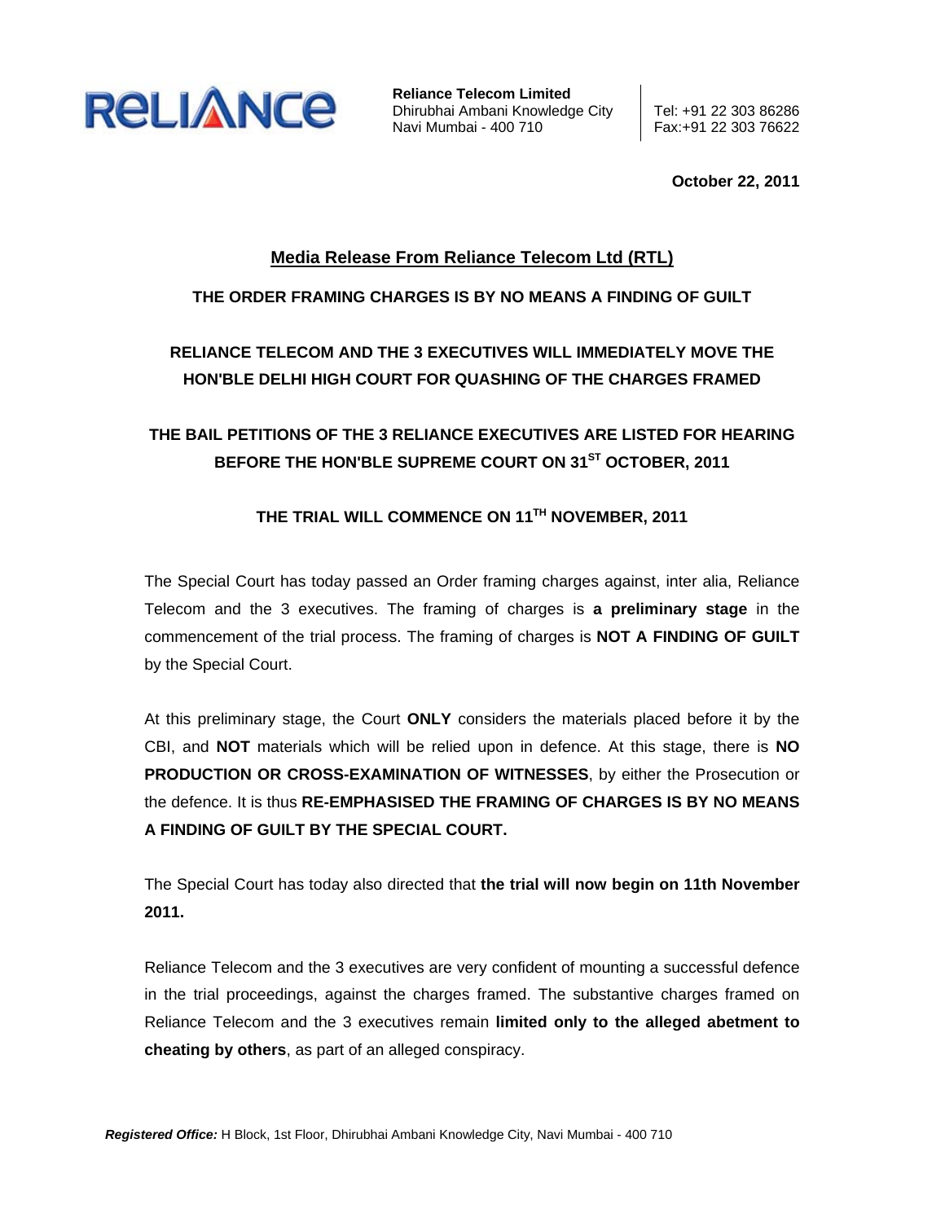**Reliance Telecom Limited**
Dhirubhai Ambani Knowledge City
Navi Mumbai - 400 710

Tel: +91 22 303 86286
Fax:+91 22 303 76622

**October 22, 2011**

## Media Release From Reliance Telecom Ltd (RTL)

**THE ORDER FRAMING CHARGES IS BY NO MEANS A FINDING OF GUILT**

**RELIANCE TELECOM AND THE 3 EXECUTIVES WILL IMMEDIATELY MOVE THE HON'BLE DELHI HIGH COURT FOR QUASHING OF THE CHARGES FRAMED**

**THE BAIL PETITIONS OF THE 3 RELIANCE EXECUTIVES ARE LISTED FOR HEARING BEFORE THE HON'BLE SUPREME COURT ON 31ST OCTOBER, 2011**

**THE TRIAL WILL COMMENCE ON 11TH NOVEMBER, 2011**

The Special Court has today passed an Order framing charges against, inter alia, Reliance Telecom and the 3 executives. The framing of charges is **a preliminary stage** in the commencement of the trial process. The framing of charges is **NOT A FINDING OF GUILT** by the Special Court.

At this preliminary stage, the Court **ONLY** considers the materials placed before it by the CBI, and **NOT** materials which will be relied upon in defence. At this stage, there is **NO PRODUCTION OR CROSS-EXAMINATION OF WITNESSES**, by either the Prosecution or the defence. It is thus **RE-EMPHASISED THE FRAMING OF CHARGES IS BY NO MEANS A FINDING OF GUILT BY THE SPECIAL COURT.**

The Special Court has today also directed that **the trial will now begin on 11th November 2011.**

Reliance Telecom and the 3 executives are very confident of mounting a successful defence in the trial proceedings, against the charges framed. The substantive charges framed on Reliance Telecom and the 3 executives remain **limited only to the alleged abetment to cheating by others**, as part of an alleged conspiracy.

***Registered Office:*** H Block, 1st Floor, Dhirubhai Ambani Knowledge City, Navi Mumbai - 400 710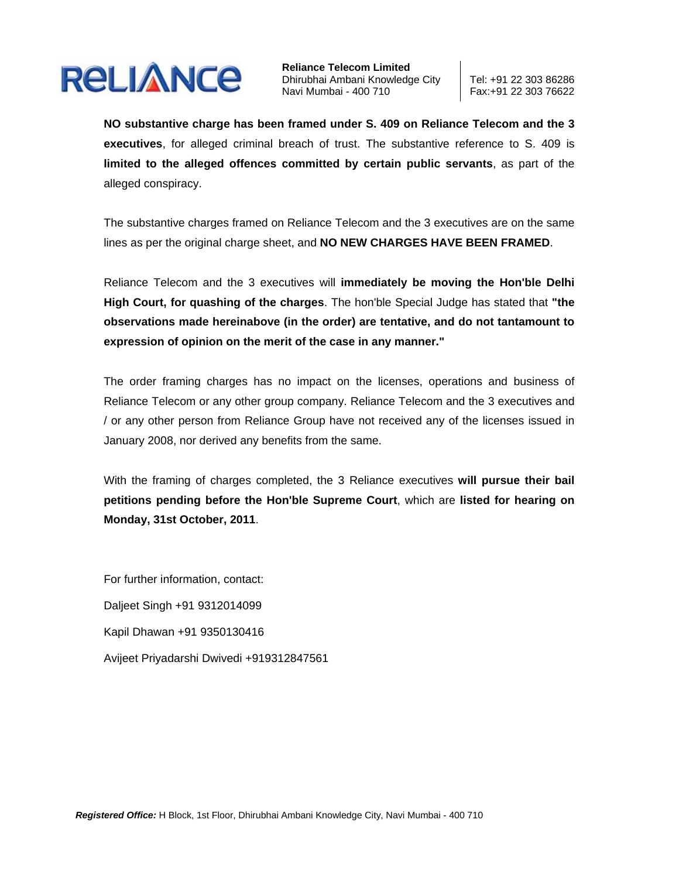**Reliance Telecom Limited**
Dhirubhai Ambani Knowledge City
Navi Mumbai - 400 710

Tel: +91 22 303 86286
Fax:+91 22 303 76622

**NO substantive charge has been framed under S. 409 on Reliance Telecom and the 3 executives**, for alleged criminal breach of trust. The substantive reference to S. 409 is **limited to the alleged offences committed by certain public servants**, as part of the alleged conspiracy.

The substantive charges framed on Reliance Telecom and the 3 executives are on the same lines as per the original charge sheet, and **NO NEW CHARGES HAVE BEEN FRAMED**.

Reliance Telecom and the 3 executives will **immediately be moving the Hon'ble Delhi High Court, for quashing of the charges**. The hon'ble Special Judge has stated that **"the observations made hereinabove (in the order) are tentative, and do not tantamount to expression of opinion on the merit of the case in any manner."**

The order framing charges has no impact on the licenses, operations and business of Reliance Telecom or any other group company. Reliance Telecom and the 3 executives and / or any other person from Reliance Group have not received any of the licenses issued in January 2008, nor derived any benefits from the same.

With the framing of charges completed, the 3 Reliance executives **will pursue their bail petitions pending before the Hon'ble Supreme Court**, which are **listed for hearing on Monday, 31st October, 2011**.

For further information, contact:

Daljeet Singh +91 9312014099

Kapil Dhawan +91 9350130416

Avijeet Priyadarshi Dwivedi +919312847561

***Registered Office:*** H Block, 1st Floor, Dhirubhai Ambani Knowledge City, Navi Mumbai - 400 710